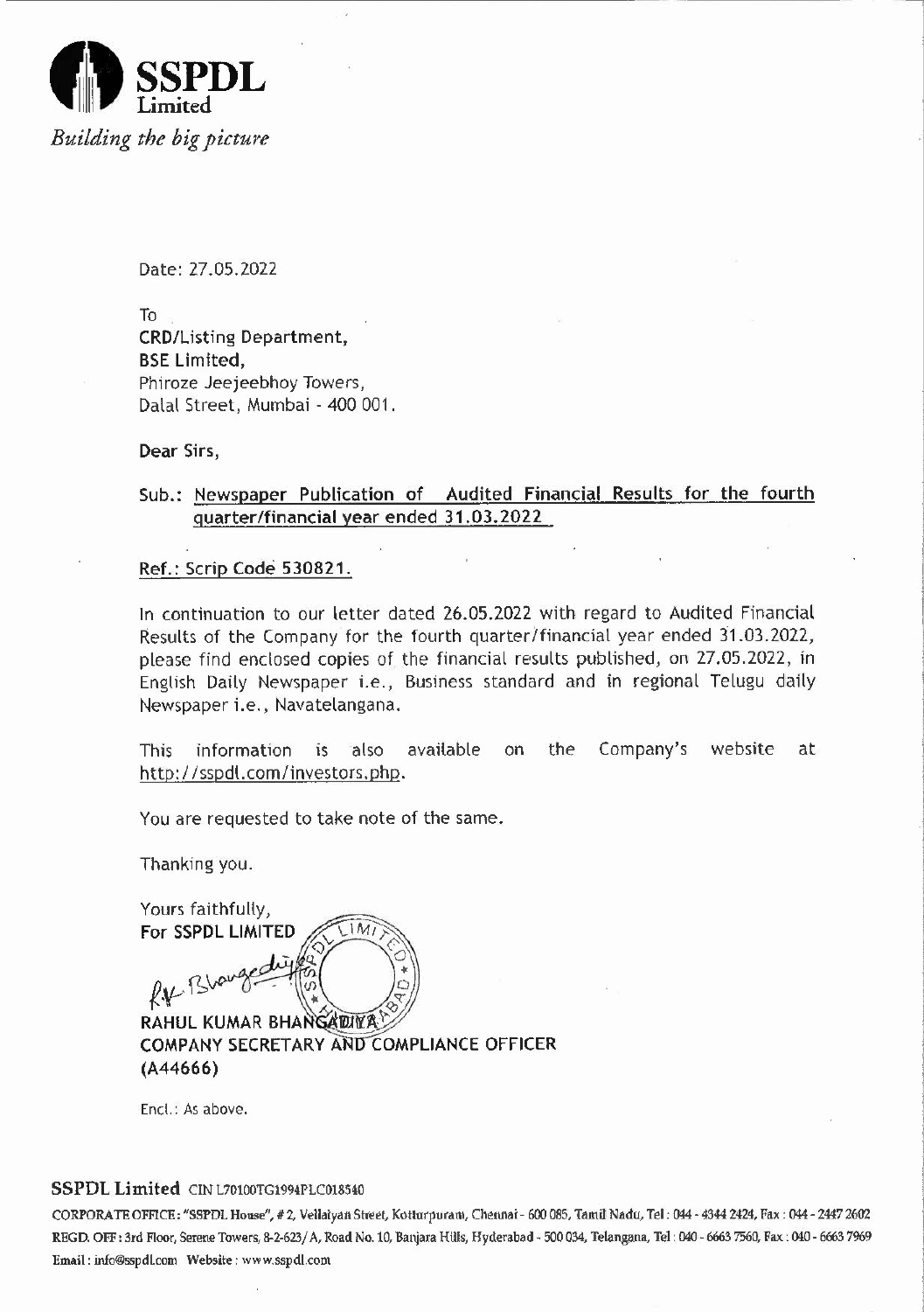**SSPDL**
Limited
*Building the big picture*

Date: 27.05.2022

To
**CRD/Listing Department,**
**BSE Limited,**
Phiroze Jeejeebhoy Towers,
Dalal Street, Mumbai - 400 001.

**Dear Sirs,**

**Sub.: Newspaper Publication of Audited Financial Results for the fourth quarter/financial year ended 31.03.2022**

**Ref.: Scrip Code 530821.**

In continuation to our letter dated 26.05.2022 with regard to Audited Financial Results of the Company for the fourth quarter/financial year ended 31.03.2022, please find enclosed copies of the financial results published, on 27.05.2022, in English Daily Newspaper i.e., Business standard and in regional Telugu daily Newspaper i.e., Navatelangana.

This information is also available on the Company's website at http://sspdl.com/investors.php.

You are requested to take note of the same.

Thanking you.

Yours faithfully,
**For SSPDL LIMITED**

**RAHUL KUMAR BHANGADIYA**
**COMPANY SECRETARY AND COMPLIANCE OFFICER**
**(A44666)**

Encl.: As above.

**SSPDL Limited** CIN L70100TG1994PLC018540

CORPORATE OFFICE: "SSPDL House", # 2, Vellaiyan Street, Kotturpuram, Chennai - 600 085, Tamil Nadu, Tel : 044 - 4344 2424, Fax : 044 - 2447 2602
REGD. OFF : 3rd Floor, Serene Towers, 8-2-623/A, Road No. 10, Banjara Hills, Hyderabad - 500 034, Telangana, Tel : 040 - 6663 7560, Fax : 040 - 6663 7969
Email : info@sspdl.com Website : www.sspdl.com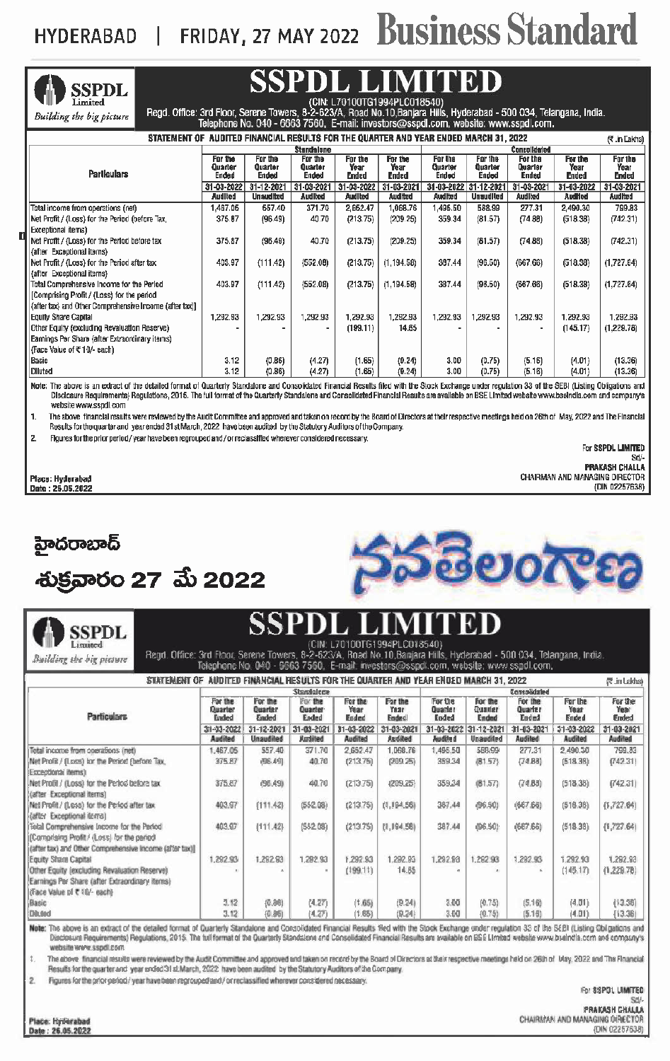HYDERABAD | FRIDAY, 27 MAY 2022 **Business Standard**

# SSPDL LIMITED

SSPDL Limited — *Building the big picture*

(CIN: L70100TG1994PLC018540)

Regd. Office: 3rd Floor, Serene Towers, 8-2-623/A, Road No.10,Banjara Hills, Hyderabad - 500 034, Telangana, India.
Telephone No. 040 - 6663 7560, E-mail: investors@sspdl.com, website: www.sspdl.com.

## STATEMENT OF AUDITED FINANCIAL RESULTS FOR THE QUARTER AND YEAR ENDED MARCH 31, 2022

(₹ in Lakhs)

| Particulars | Standalone | | | | | Consolidated | | | | |
|---|---|---|---|---|---|---|---|---|---|---|
| | For the Quarter Ended | For the Quarter Ended | For the Quarter Ended | For the Year Ended | For the Year Ended | For the Quarter Ended | For the Quarter Ended | For the Quarter Ended | For the Year Ended | For the Year Ended |
| | 31-03-2022 | 31-12-2021 | 31-03-2021 | 31-03-2022 | 31-03-2021 | 31-03-2022 | 31-12-2021 | 31-03-2021 | 31-03-2022 | 31-03-2021 |
| | Audited | Unaudited | Audited | Audited | Audited | Audited | Unaudited | Audited | Audited | Audited |
| Total income from operations (net) | 1,467.06 | 557.40 | 371.70 | 2,652.47 | 1,068.76 | 1,495.50 | 588.99 | 277.31 | 2,490.30 | 799.83 |
| Net Profit / (Loss) for the Period (before Tax, Exceptional items) | 375.87 | (96.49) | 40.70 | (213.75) | (209.25) | 359.34 | (81.57) | (74.88) | (518.38) | (742.31) |
| Net Profit / (Loss) for the Period before tax (after Exceptional items) | 375.87 | (96.49) | 40.70 | (213.75) | (209.25) | 359.34 | (81.57) | (74.88) | (518.38) | (742.31) |
| Net Profit / (Loss) for the Period after tax (after Exceptional items) | 403.97 | (111.42) | (552.08) | (213.75) | (1,194.58) | 387.44 | (96.50) | (667.66) | (518.38) | (1,727.64) |
| Total Comprehensive Income for the Period [Comprising Profit / (Loss) for the period (after tax) and Other Comprehensive Income (after tax)] | 403.97 | (111.42) | (552.08) | (213.75) | (1,194.58) | 387.44 | (96.50) | (667.66) | (518.38) | (1,727.64) |
| Equity Share Capital | 1,292.93 | 1,292.93 | 1,292.93 | 1,292.93 | 1,292.93 | 1,292.93 | 1,292.93 | 1,292.93 | 1,292.93 | 1,292.93 |
| Other Equity (excluding Revaluation Reserve) | - | - | - | (199.11) | 14.65 | - | - | - | (145.17) | (1,229.78) |
| Earnings Per Share (after Extraordinary items) (Face Value of ₹10/- each) | | | | | | | | | | |
| Basic | 3.12 | (0.86) | (4.27) | (1.65) | (9.24) | 3.00 | (0.75) | (5.16) | (4.01) | (13.36) |
| Diluted | 3.12 | (0.86) | (4.27) | (1.65) | (9.24) | 3.00 | (0.75) | (5.16) | (4.01) | (13.36) |

Note: The above is an extract of the detailed format of Quarterly Standalone and Consolidated Financial Results filed with the Stock Exchange under regulation 33 of the SEBI (Listing Obligations and Disclosure Requirements) Regulations, 2015. The full format of the Quarterly Standalone and Consolidated Financial Results are available on BSE Limited website www.bseindia.com and company's website www.sspdl.com

1. The above financial results were reviewed by the Audit Committee and approved and taken on record by the Board of Directors at their respective meetings held on 26th of May, 2022 and The Financial Results for the quarter and year ended 31st March, 2022 have been audited by the Statutory Auditors of the Company.
2. Figures for the prior period / year have been regrouped and / or reclassified wherever considered necessary.

For SSPDL LIMITED
Sd/-
PRAKASH CHALLA
CHAIRMAN AND MANAGING DIRECTOR
(DIN 02257638)

Place: Hyderabad
Date : 26.05.2022

---

హైదరాబాద్
శుక్రవారం 27 మే 2022 **నవతెలంగాణ**

# SSPDL LIMITED

SSPDL Limited — *Building the big picture*

(CIN: L70100TG1994PLC018540)

Regd. Office: 3rd Floor, Serene Towers, 8-2-623/A, Road No.10,Banjara Hills, Hyderabad - 500 034, Telangana, India.
Telephone No. 040 - 6663 7560, E-mail: investors@sspdl.com, website: www.sspdl.com.

## STATEMENT OF AUDITED FINANCIAL RESULTS FOR THE QUARTER AND YEAR ENDED MARCH 31, 2022

(₹ in Lakhs)

| Particulars | Standalone | | | | | Consolidated | | | | |
|---|---|---|---|---|---|---|---|---|---|---|
| | For the Quarter Ended | For the Quarter Ended | For the Quarter Ended | For the Year Ended | For the Year Ended | For the Quarter Ended | For the Quarter Ended | For the Quarter Ended | For the Year Ended | For the Year Ended |
| | 31-03-2022 | 31-12-2021 | 31-03-2021 | 31-03-2022 | 31-03-2021 | 31-03-2022 | 31-12-2021 | 31-03-2021 | 31-03-2022 | 31-03-2021 |
| | Audited | Unaudited | Audited | Audited | Audited | Audited | Unaudited | Audited | Audited | Audited |
| Total income from operations (net) | 1,467.05 | 557.40 | 371.70 | 2,652.47 | 1,068.76 | 1,495.50 | 588.99 | 277.31 | 2,490.30 | 799.83 |
| Net Profit / (Loss) for the Period (before Tax, Exceptional items) | 375.87 | (96.49) | 40.70 | (213.75) | (209.25) | 359.34 | (81.57) | (74.88) | (518.38) | (742.31) |
| Net Profit / (Loss) for the Period before tax (after Exceptional items) | 375.87 | (96.49) | 40.70 | (213.75) | (209.25) | 359.34 | (81.57) | (74.88) | (518.38) | (742.31) |
| Net Profit / (Loss) for the Period after tax (after Exceptional items) | 403.97 | (111.42) | (552.08) | (213.75) | (1,194.58) | 387.44 | (96.50) | (667.66) | (518.38) | (1,727.64) |
| Total Comprehensive Income for the Period [Comprising Profit / (Loss) for the period (after tax) and Other Comprehensive Income (after tax)] | 403.97 | (111.42) | (552.08) | (213.75) | (1,194.58) | 387.44 | (96.50) | (667.66) | (518.38) | (1,727.64) |
| Equity Share Capital | 1,292.93 | 1,292.93 | 1,292.93 | 1,292.93 | 1,292.93 | 1,292.93 | 1,292.93 | 1,292.93 | 1,292.93 | 1,292.93 |
| Other Equity (excluding Revaluation Reserve) | - | - | - | (199.11) | 14.65 | - | - | - | (145.17) | (1,229.78) |
| Earnings Per Share (after Extraordinary items) (Face Value of ₹10/- each) | | | | | | | | | | |
| Basic | 3.12 | (0.86) | (4.27) | (1.65) | (9.24) | 3.00 | (0.75) | (5.16) | (4.01) | (13.36) |
| Diluted | 3.12 | (0.86) | (4.27) | (1.65) | (9.24) | 3.00 | (0.75) | (5.16) | (4.01) | (13.36) |

Note: The above is an extract of the detailed format of Quarterly Standalone and Consolidated Financial Results filed with the Stock Exchange under regulation 33 of the SEBI (Listing Obligations and Disclosure Requirements) Regulations, 2015. The full format of the Quarterly Standalone and Consolidated Financial Results are available on BSE Limited website www.bseindia.com and company's website www.sspdl.com

1. The above financial results were reviewed by the Audit Committee and approved and taken on record by the Board of Directors at their respective meetings held on 26th of May, 2022 and The Financial Results for the quarter and year ended 31st March, 2022 have been audited by the Statutory Auditors of the Company.
2. Figures for the prior period / year have been regrouped and / or reclassified wherever considered necessary.

For SSPDL LIMITED
Sd/-
PRAKASH CHALLA
CHAIRMAN AND MANAGING DIRECTOR
(DIN 02257638)

Place: Hyderabad
Date : 26.05.2022